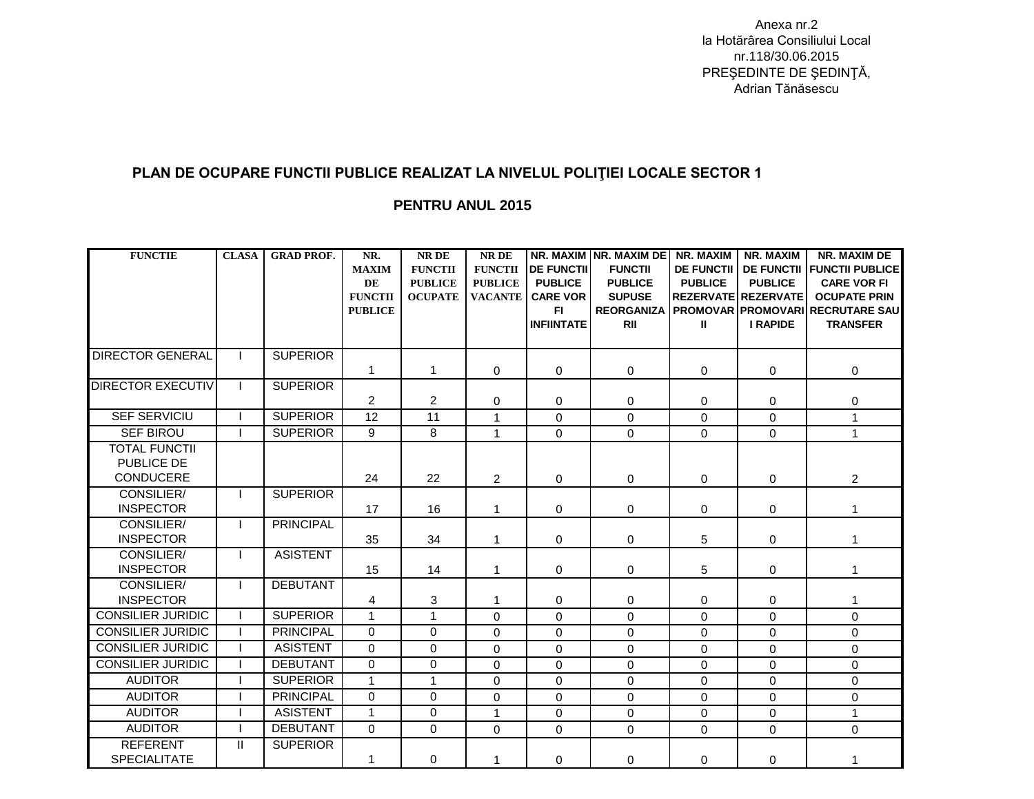Anexa nr.2
la Hotărârea Consiliului Local
nr.118/30.06.2015
PREŞEDINTE DE ŞEDINŢĂ,
Adrian Tănăsescu

## PLAN DE OCUPARE FUNCTII PUBLICE REALIZAT LA NIVELUL POLIŢIEI LOCALE SECTOR 1

## PENTRU ANUL 2015

| FUNCTIE | CLASA | GRAD PROF. | NR. MAXIM DE FUNCTII PUBLICE | NR DE FUNCTII PUBLICE OCUPATE | NR DE FUNCTII PUBLICE VACANTE | NR. MAXIM DE FUNCTII PUBLICE CARE VOR FI INFIINTATE | NR. MAXIM DE FUNCTII PUBLICE SUPUSE REORGANIZARII | NR. MAXIM DE FUNCTII PUBLICE REZERVATE PROMOVARII | NR. MAXIM DE FUNCTII PUBLICE REZERVATE PROMOVARII RAPIDE | NR. MAXIM DE FUNCTII PUBLICE CARE VOR FI OCUPATE PRIN RECRUTARE SAU TRANSFER |
|---|---|---|---|---|---|---|---|---|---|---|
| DIRECTOR GENERAL | I | SUPERIOR | 1 | 1 | 0 | 0 | 0 | 0 | 0 | 0 |
| DIRECTOR EXECUTIV | I | SUPERIOR | 2 | 2 | 0 | 0 | 0 | 0 | 0 | 0 |
| SEF SERVICIU | I | SUPERIOR | 12 | 11 | 1 | 0 | 0 | 0 | 0 | 1 |
| SEF BIROU | I | SUPERIOR | 9 | 8 | 1 | 0 | 0 | 0 | 0 | 1 |
| TOTAL FUNCTII PUBLICE DE CONDUCERE | | | 24 | 22 | 2 | 0 | 0 | 0 | 0 | 2 |
| CONSILIER/ INSPECTOR | I | SUPERIOR | 17 | 16 | 1 | 0 | 0 | 0 | 0 | 1 |
| CONSILIER/ INSPECTOR | I | PRINCIPAL | 35 | 34 | 1 | 0 | 0 | 5 | 0 | 1 |
| CONSILIER/ INSPECTOR | I | ASISTENT | 15 | 14 | 1 | 0 | 0 | 5 | 0 | 1 |
| CONSILIER/ INSPECTOR | I | DEBUTANT | 4 | 3 | 1 | 0 | 0 | 0 | 0 | 1 |
| CONSILIER JURIDIC | I | SUPERIOR | 1 | 1 | 0 | 0 | 0 | 0 | 0 | 0 |
| CONSILIER JURIDIC | I | PRINCIPAL | 0 | 0 | 0 | 0 | 0 | 0 | 0 | 0 |
| CONSILIER JURIDIC | I | ASISTENT | 0 | 0 | 0 | 0 | 0 | 0 | 0 | 0 |
| CONSILIER JURIDIC | I | DEBUTANT | 0 | 0 | 0 | 0 | 0 | 0 | 0 | 0 |
| AUDITOR | I | SUPERIOR | 1 | 1 | 0 | 0 | 0 | 0 | 0 | 0 |
| AUDITOR | I | PRINCIPAL | 0 | 0 | 0 | 0 | 0 | 0 | 0 | 0 |
| AUDITOR | I | ASISTENT | 1 | 0 | 1 | 0 | 0 | 0 | 0 | 1 |
| AUDITOR | I | DEBUTANT | 0 | 0 | 0 | 0 | 0 | 0 | 0 | 0 |
| REFERENT SPECIALITATE | II | SUPERIOR | 1 | 0 | 1 | 0 | 0 | 0 | 0 | 1 |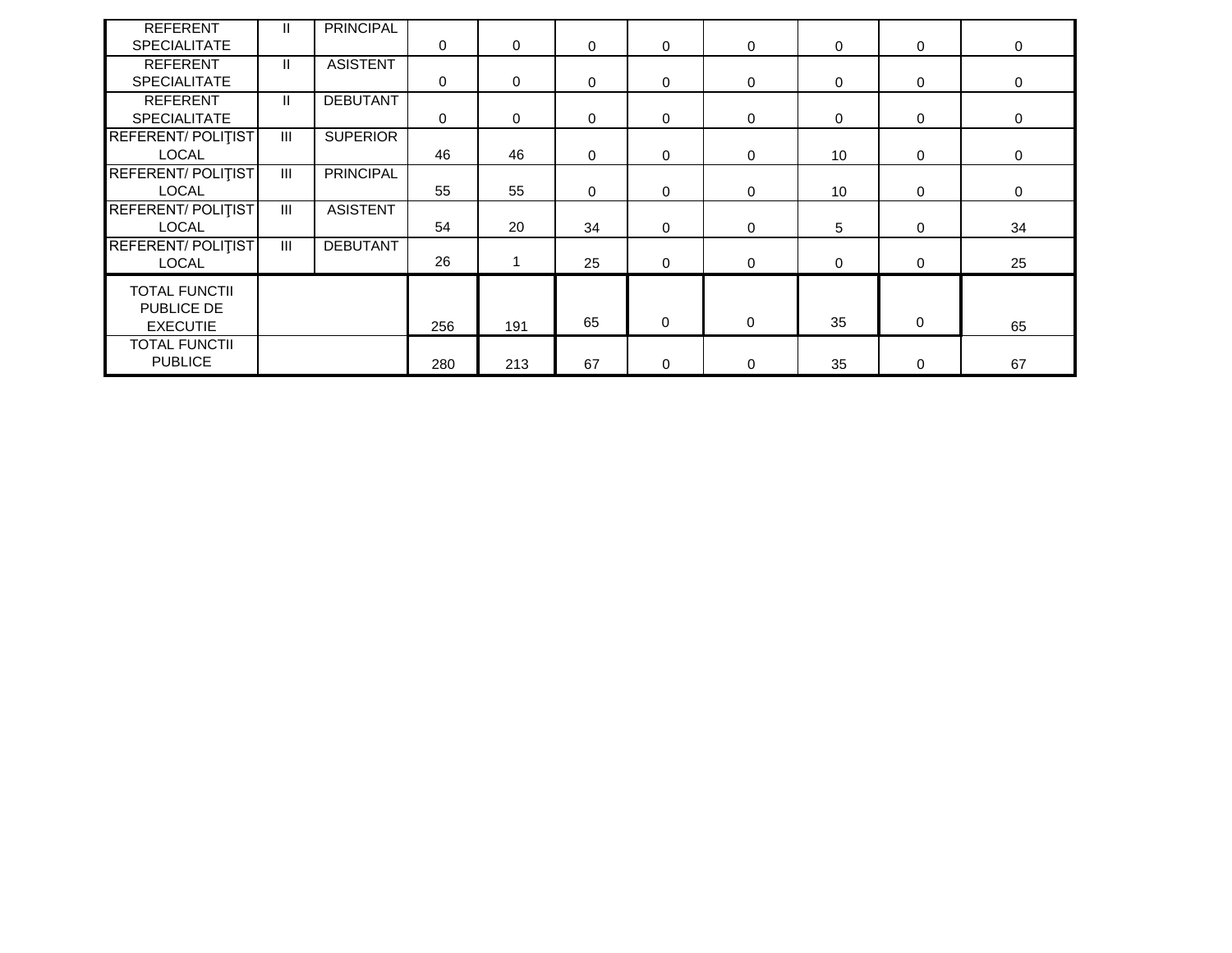| | | | | | | | | | | |
|---|---|---|---|---|---|---|---|---|---|---|
| REFERENT SPECIALITATE | II | PRINCIPAL | 0 | 0 | 0 | 0 | 0 | 0 | 0 | 0 |
| REFERENT SPECIALITATE | II | ASISTENT | 0 | 0 | 0 | 0 | 0 | 0 | 0 | 0 |
| REFERENT SPECIALITATE | II | DEBUTANT | 0 | 0 | 0 | 0 | 0 | 0 | 0 | 0 |
| REFERENT/ POLIŢIST LOCAL | III | SUPERIOR | 46 | 46 | 0 | 0 | 0 | 10 | 0 | 0 |
| REFERENT/ POLIŢIST LOCAL | III | PRINCIPAL | 55 | 55 | 0 | 0 | 0 | 10 | 0 | 0 |
| REFERENT/ POLIŢIST LOCAL | III | ASISTENT | 54 | 20 | 34 | 0 | 0 | 5 | 0 | 34 |
| REFERENT/ POLIŢIST LOCAL | III | DEBUTANT | 26 | 1 | 25 | 0 | 0 | 0 | 0 | 25 |
| TOTAL FUNCTII PUBLICE DE EXECUTIE | | | 256 | 191 | 65 | 0 | 0 | 35 | 0 | 65 |
| TOTAL FUNCTII PUBLICE | | | 280 | 213 | 67 | 0 | 0 | 35 | 0 | 67 |